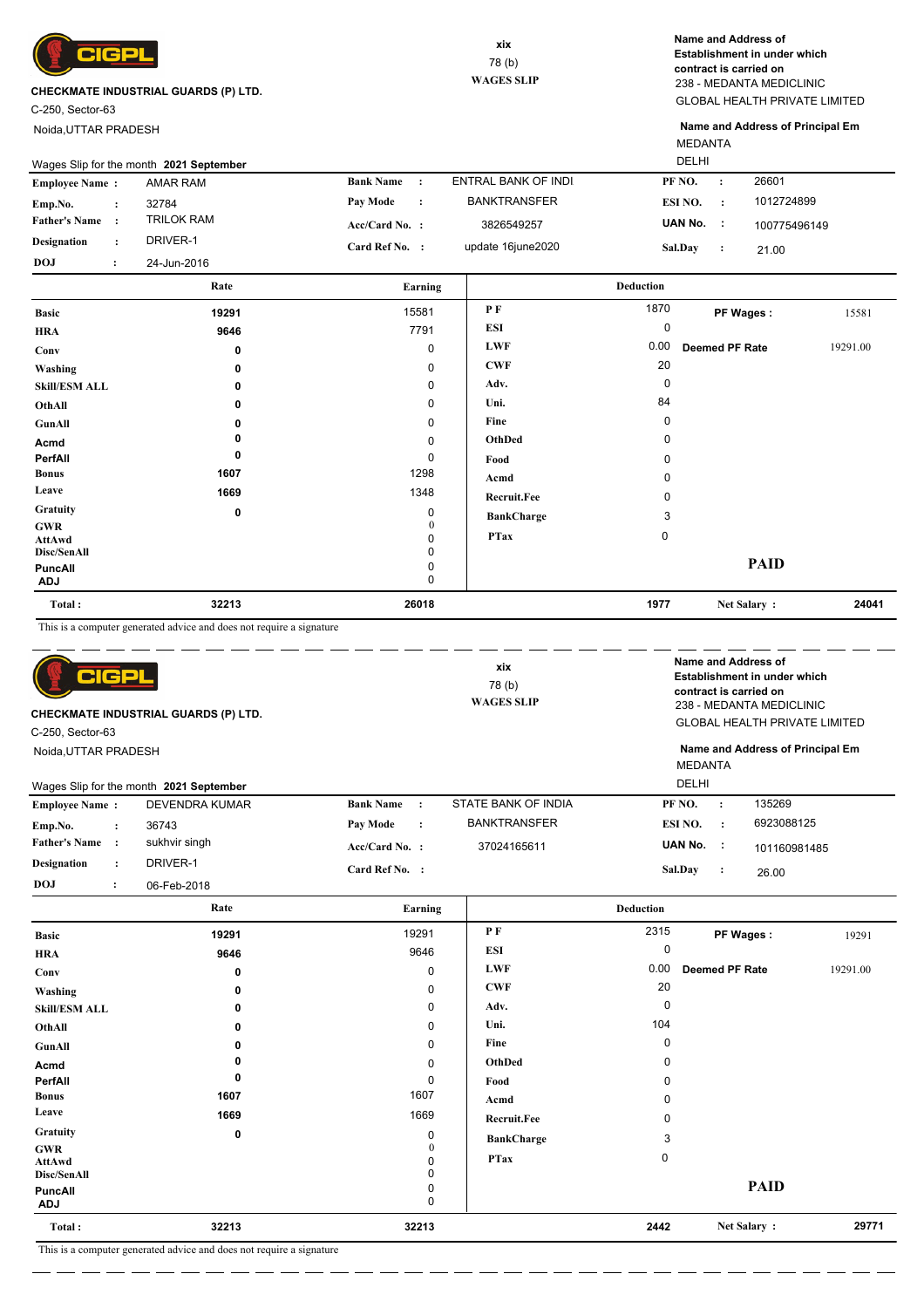CIGPL

**CHECKMATE INDUSTRIAL GUARDS (P) LTD.**

C-250, Sector-63

Noida,UTTAR PRADESH

xix
78 (b)
**WAGES SLIP**

**Name and Address of Establishment in under which contract is carried on**
238 - MEDANTA MEDICLINIC
GLOBAL HEALTH PRIVATE LIMITED

**Name and Address of Principal Em**
MEDANTA
DELHI

Wages Slip for the month **2021 September**

| | | | | | |
|---|---|---|---|---|---|
| **Employee Name :** | AMAR RAM | **Bank Name :** | ENTRAL BANK OF INDI | **PF NO. :** | 26601 |
| **Emp.No. :** | 32784 | **Pay Mode :** | BANKTRANSFER | **ESI NO. :** | 1012724899 |
| **Father's Name :** | TRILOK RAM | **Acc/Card No. :** | 3826549257 | **UAN No. :** | 100775496149 |
| **Designation :** | DRIVER-1 | **Card Ref No. :** | update 16june2020 | **Sal.Day :** | 21.00 |
| **DOJ :** | 24-Jun-2016 | | | | |

| | Rate | Earning | Deduction | | | |
|---|---|---|---|---|---|---|
| **Basic** | **19291** | 15581 | **P F** | 1870 | **PF Wages :** | 15581 |
| **HRA** | **9646** | 7791 | **ESI** | 0 | | |
| **Conv** | **0** | 0 | **LWF** | 0.00 | **Deemed PF Rate** | 19291.00 |
| **Washing** | **0** | 0 | **CWF** | 20 | | |
| **Skill/ESM ALL** | **0** | 0 | **Adv.** | 0 | | |
| **OthAll** | **0** | 0 | **Uni.** | 84 | | |
| **GunAll** | **0** | 0 | **Fine** | 0 | | |
| **Acmd** | **0** | 0 | **OthDed** | 0 | | |
| **PerfAll** | **0** | 0 | **Food** | 0 | | |
| **Bonus** | **1607** | 1298 | **Acmd** | 0 | | |
| **Leave** | **1669** | 1348 | **Recruit.Fee** | 0 | | |
| **Gratuity** | **0** | 0 | **BankCharge** | 3 | | |
| **GWR** | | 0 | **PTax** | 0 | | |
| **AttAwd** | | 0 | | | | |
| **Disc/SenAll** | | 0 | | | | |
| **PuncAll** | | 0 | | | **PAID** | |
| **ADJ** | | 0 | | | | |
| **Total :** | **32213** | **26018** | | **1977** | **Net Salary :** | **24041** |

This is a computer generated advice and does not require a signature

---

CIGPL

**CHECKMATE INDUSTRIAL GUARDS (P) LTD.**

C-250, Sector-63

Noida,UTTAR PRADESH

xix
78 (b)
**WAGES SLIP**

**Name and Address of Establishment in under which contract is carried on**
238 - MEDANTA MEDICLINIC
GLOBAL HEALTH PRIVATE LIMITED

**Name and Address of Principal Em**
MEDANTA
DELHI

Wages Slip for the month **2021 September**

| | | | | | |
|---|---|---|---|---|---|
| **Employee Name :** | DEVENDRA KUMAR | **Bank Name :** | STATE BANK OF INDIA | **PF NO. :** | 135269 |
| **Emp.No. :** | 36743 | **Pay Mode :** | BANKTRANSFER | **ESI NO. :** | 6923088125 |
| **Father's Name :** | sukhvir singh | **Acc/Card No. :** | 37024165611 | **UAN No. :** | 101160981485 |
| **Designation :** | DRIVER-1 | **Card Ref No. :** | | **Sal.Day :** | 26.00 |
| **DOJ :** | 06-Feb-2018 | | | | |

| | Rate | Earning | Deduction | | | |
|---|---|---|---|---|---|---|
| **Basic** | **19291** | 19291 | **P F** | 2315 | **PF Wages :** | 19291 |
| **HRA** | **9646** | 9646 | **ESI** | 0 | | |
| **Conv** | **0** | 0 | **LWF** | 0.00 | **Deemed PF Rate** | 19291.00 |
| **Washing** | **0** | 0 | **CWF** | 20 | | |
| **Skill/ESM ALL** | **0** | 0 | **Adv.** | 0 | | |
| **OthAll** | **0** | 0 | **Uni.** | 104 | | |
| **GunAll** | **0** | 0 | **Fine** | 0 | | |
| **Acmd** | **0** | 0 | **OthDed** | 0 | | |
| **PerfAll** | **0** | 0 | **Food** | 0 | | |
| **Bonus** | **1607** | 1607 | **Acmd** | 0 | | |
| **Leave** | **1669** | 1669 | **Recruit.Fee** | 0 | | |
| **Gratuity** | **0** | 0 | **BankCharge** | 3 | | |
| **GWR** | | 0 | **PTax** | 0 | | |
| **AttAwd** | | 0 | | | | |
| **Disc/SenAll** | | 0 | | | | |
| **PuncAll** | | 0 | | | **PAID** | |
| **ADJ** | | 0 | | | | |
| **Total :** | **32213** | **32213** | | **2442** | **Net Salary :** | **29771** |

This is a computer generated advice and does not require a signature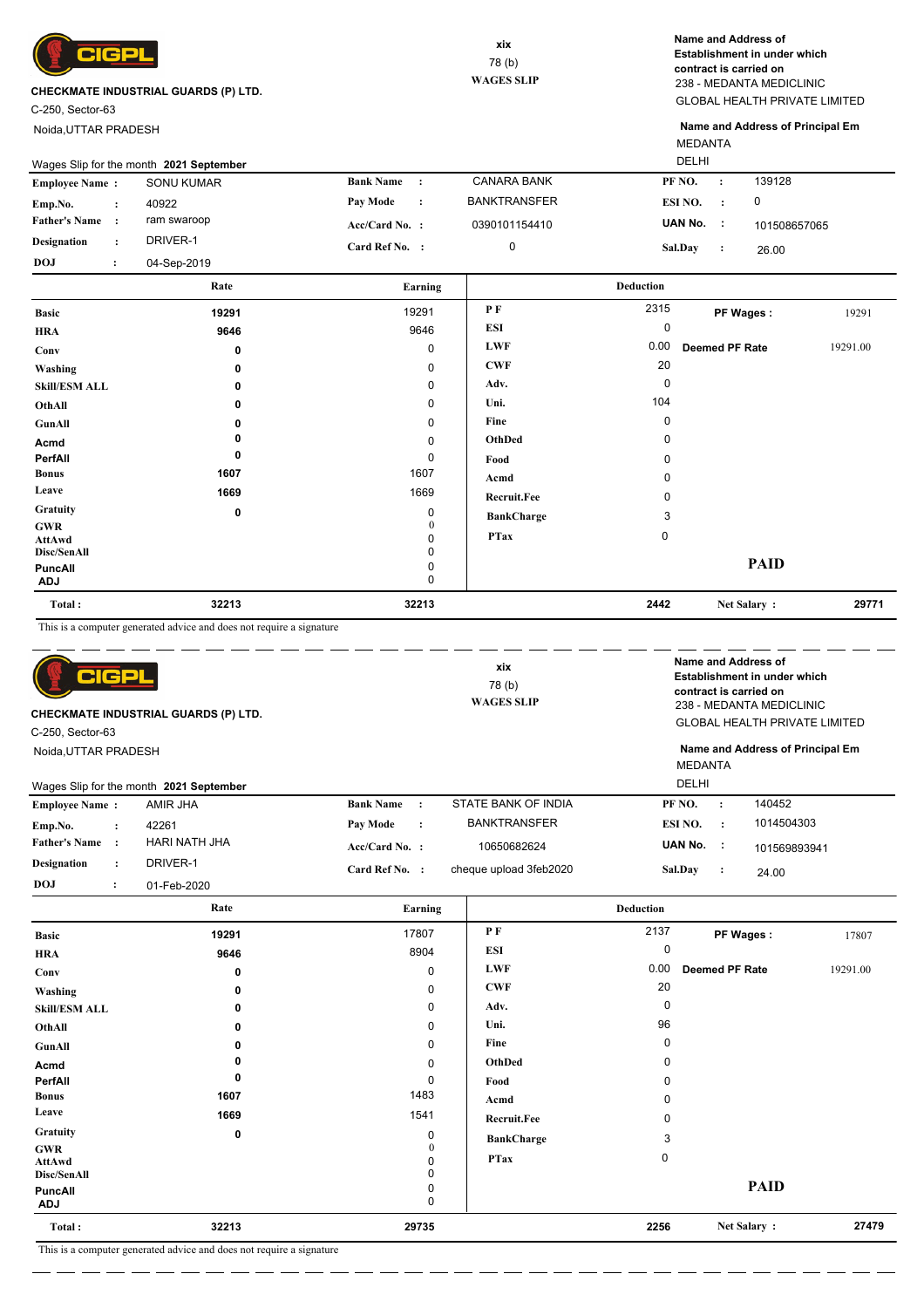CIGPL

**CHECKMATE INDUSTRIAL GUARDS (P) LTD.**

C-250, Sector-63

Noida,UTTAR PRADESH

xix

78 (b)

**WAGES SLIP**

**Name and Address of Establishment in under which contract is carried on**

238 - MEDANTA MEDICLINIC

GLOBAL HEALTH PRIVATE LIMITED

**Name and Address of Principal Em**

MEDANTA

DELHI

Wages Slip for the month **2021 September**

| | | | | | |
|---|---|---|---|---|---|
| **Employee Name :** | SONU KUMAR | **Bank Name :** | CANARA BANK | **PF NO. :** | 139128 |
| **Emp.No. :** | 40922 | **Pay Mode :** | BANKTRANSFER | **ESI NO. :** | 0 |
| **Father's Name :** | ram swaroop | **Acc/Card No. :** | 0390101154410 | **UAN No. :** | 101508657065 |
| **Designation :** | DRIVER-1 | **Card Ref No. :** | 0 | **Sal.Day :** | 26.00 |
| **DOJ :** | 04-Sep-2019 | | | | |

| | Rate | Earning | Deduction | | | |
|---|---|---|---|---|---|---|
| **Basic** | 19291 | 19291 | **P F** | 2315 | **PF Wages :** | 19291 |
| **HRA** | 9646 | 9646 | **ESI** | 0 | | |
| **Conv** | 0 | 0 | **LWF** | 0.00 | **Deemed PF Rate** | 19291.00 |
| **Washing** | 0 | 0 | **CWF** | 20 | | |
| **Skill/ESM ALL** | 0 | 0 | **Adv.** | 0 | | |
| **OthAll** | 0 | 0 | **Uni.** | 104 | | |
| **GunAll** | 0 | 0 | **Fine** | 0 | | |
| **Acmd** | 0 | 0 | **OthDed** | 0 | | |
| **PerfAll** | 0 | 0 | **Food** | 0 | | |
| **Bonus** | 1607 | 1607 | **Acmd** | 0 | | |
| **Leave** | 1669 | 1669 | **Recruit.Fee** | 0 | | |
| **Gratuity** | 0 | 0 | **BankCharge** | 3 | | |
| **GWR** | | 0 | **PTax** | 0 | | |
| **AttAwd** | | 0 | | | | |
| **Disc/SenAll** | | 0 | | | | |
| **PuncAll** | | 0 | | | **PAID** | |
| **ADJ** | | 0 | | | | |
| **Total :** | 32213 | 32213 | | 2442 | **Net Salary :** | 29771 |

This is a computer generated advice and does not require a signature

---

CIGPL

**CHECKMATE INDUSTRIAL GUARDS (P) LTD.**

C-250, Sector-63

Noida,UTTAR PRADESH

xix

78 (b)

**WAGES SLIP**

**Name and Address of Establishment in under which contract is carried on**

238 - MEDANTA MEDICLINIC

GLOBAL HEALTH PRIVATE LIMITED

**Name and Address of Principal Em**

MEDANTA

DELHI

Wages Slip for the month **2021 September**

| | | | | | |
|---|---|---|---|---|---|
| **Employee Name :** | AMIR JHA | **Bank Name :** | STATE BANK OF INDIA | **PF NO. :** | 140452 |
| **Emp.No. :** | 42261 | **Pay Mode :** | BANKTRANSFER | **ESI NO. :** | 1014504303 |
| **Father's Name :** | HARI NATH JHA | **Acc/Card No. :** | 10650682624 | **UAN No. :** | 101569893941 |
| **Designation :** | DRIVER-1 | **Card Ref No. :** | cheque upload 3feb2020 | **Sal.Day :** | 24.00 |
| **DOJ :** | 01-Feb-2020 | | | | |

| | Rate | Earning | Deduction | | | |
|---|---|---|---|---|---|---|
| **Basic** | 19291 | 17807 | **P F** | 2137 | **PF Wages :** | 17807 |
| **HRA** | 9646 | 8904 | **ESI** | 0 | | |
| **Conv** | 0 | 0 | **LWF** | 0.00 | **Deemed PF Rate** | 19291.00 |
| **Washing** | 0 | 0 | **CWF** | 20 | | |
| **Skill/ESM ALL** | 0 | 0 | **Adv.** | 0 | | |
| **OthAll** | 0 | 0 | **Uni.** | 96 | | |
| **GunAll** | 0 | 0 | **Fine** | 0 | | |
| **Acmd** | 0 | 0 | **OthDed** | 0 | | |
| **PerfAll** | 0 | 0 | **Food** | 0 | | |
| **Bonus** | 1607 | 1483 | **Acmd** | 0 | | |
| **Leave** | 1669 | 1541 | **Recruit.Fee** | 0 | | |
| **Gratuity** | 0 | 0 | **BankCharge** | 3 | | |
| **GWR** | | 0 | **PTax** | 0 | | |
| **AttAwd** | | 0 | | | | |
| **Disc/SenAll** | | 0 | | | | |
| **PuncAll** | | 0 | | | **PAID** | |
| **ADJ** | | 0 | | | | |
| **Total :** | 32213 | 29735 | | 2256 | **Net Salary :** | 27479 |

This is a computer generated advice and does not require a signature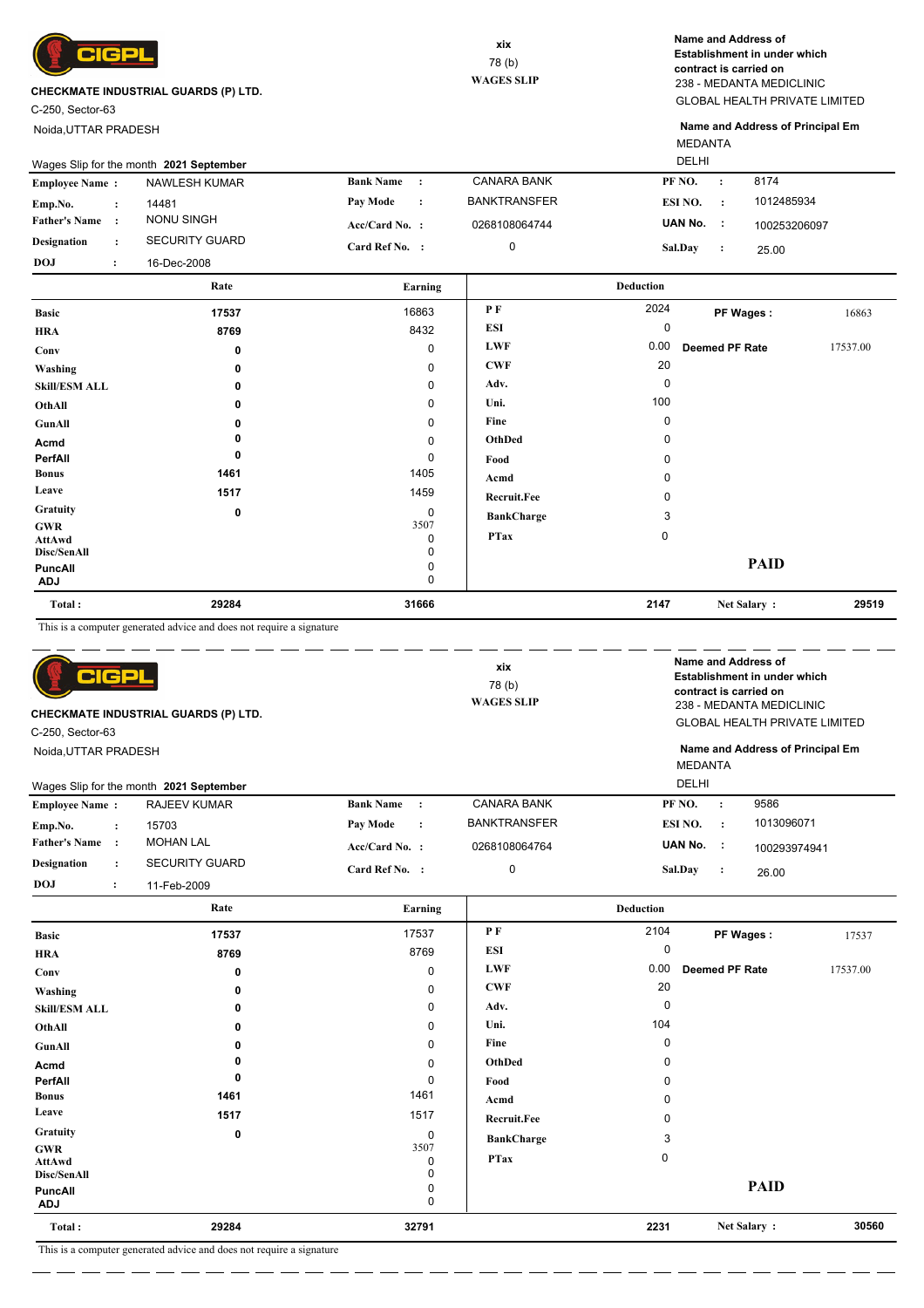CIGPL

**CHECKMATE INDUSTRIAL GUARDS (P) LTD.**

C-250, Sector-63

Noida,UTTAR PRADESH

**xix**

78 (b)

**WAGES SLIP**

**Name and Address of Establishment in under which contract is carried on**

238 - MEDANTA MEDICLINIC

GLOBAL HEALTH PRIVATE LIMITED

**Name and Address of Principal Em**

MEDANTA

DELHI

Wages Slip for the month **2021 September**

| | | | | | |
|---|---|---|---|---|---|
| **Employee Name :** | NAWLESH KUMAR | **Bank Name :** | CANARA BANK | **PF NO. :** | 8174 |
| **Emp.No. :** | 14481 | **Pay Mode :** | BANKTRANSFER | **ESI NO. :** | 1012485934 |
| **Father's Name :** | NONU SINGH | **Acc/Card No. :** | 0268108064744 | **UAN No. :** | 100253206097 |
| **Designation :** | SECURITY GUARD | **Card Ref No. :** | 0 | **Sal.Day :** | 25.00 |
| **DOJ :** | 16-Dec-2008 | | | | |

| | Rate | Earning | Deduction | | | |
|---|---|---|---|---|---|---|
| **Basic** | 17537 | 16863 | **P F** | 2024 | **PF Wages :** | 16863 |
| **HRA** | 8769 | 8432 | **ESI** | 0 | | |
| **Conv** | 0 | 0 | **LWF** | 0.00 | **Deemed PF Rate** | 17537.00 |
| **Washing** | 0 | 0 | **CWF** | 20 | | |
| **Skill/ESM ALL** | 0 | 0 | **Adv.** | 0 | | |
| **OthAll** | 0 | 0 | **Uni.** | 100 | | |
| **GunAll** | 0 | 0 | **Fine** | 0 | | |
| **Acmd** | 0 | 0 | **OthDed** | 0 | | |
| **PerfAll** | 0 | 0 | **Food** | 0 | | |
| **Bonus** | 1461 | 1405 | **Acmd** | 0 | | |
| **Leave** | 1517 | 1459 | **Recruit.Fee** | 0 | | |
| **Gratuity** | 0 | 0 | **BankCharge** | 3 | | |
| **GWR** | | 3507 | **PTax** | 0 | | |
| **AttAwd** | | 0 | | | | |
| **Disc/SenAll** | | 0 | | | | |
| **PuncAll** | | 0 | | | **PAID** | |
| **ADJ** | | 0 | | | | |
| **Total :** | 29284 | 31666 | | 2147 | **Net Salary :** | 29519 |

This is a computer generated advice and does not require a signature

---

CIGPL

**CHECKMATE INDUSTRIAL GUARDS (P) LTD.**

C-250, Sector-63

Noida,UTTAR PRADESH

**xix**

78 (b)

**WAGES SLIP**

**Name and Address of Establishment in under which contract is carried on**

238 - MEDANTA MEDICLINIC

GLOBAL HEALTH PRIVATE LIMITED

**Name and Address of Principal Em**

MEDANTA

DELHI

Wages Slip for the month **2021 September**

| | | | | | |
|---|---|---|---|---|---|
| **Employee Name :** | RAJEEV KUMAR | **Bank Name :** | CANARA BANK | **PF NO. :** | 9586 |
| **Emp.No. :** | 15703 | **Pay Mode :** | BANKTRANSFER | **ESI NO. :** | 1013096071 |
| **Father's Name :** | MOHAN LAL | **Acc/Card No. :** | 0268108064764 | **UAN No. :** | 100293974941 |
| **Designation :** | SECURITY GUARD | **Card Ref No. :** | 0 | **Sal.Day :** | 26.00 |
| **DOJ :** | 11-Feb-2009 | | | | |

| | Rate | Earning | Deduction | | | |
|---|---|---|---|---|---|---|
| **Basic** | 17537 | 17537 | **P F** | 2104 | **PF Wages :** | 17537 |
| **HRA** | 8769 | 8769 | **ESI** | 0 | | |
| **Conv** | 0 | 0 | **LWF** | 0.00 | **Deemed PF Rate** | 17537.00 |
| **Washing** | 0 | 0 | **CWF** | 20 | | |
| **Skill/ESM ALL** | 0 | 0 | **Adv.** | 0 | | |
| **OthAll** | 0 | 0 | **Uni.** | 104 | | |
| **GunAll** | 0 | 0 | **Fine** | 0 | | |
| **Acmd** | 0 | 0 | **OthDed** | 0 | | |
| **PerfAll** | 0 | 0 | **Food** | 0 | | |
| **Bonus** | 1461 | 1461 | **Acmd** | 0 | | |
| **Leave** | 1517 | 1517 | **Recruit.Fee** | 0 | | |
| **Gratuity** | 0 | 0 | **BankCharge** | 3 | | |
| **GWR** | | 3507 | **PTax** | 0 | | |
| **AttAwd** | | 0 | | | | |
| **Disc/SenAll** | | 0 | | | | |
| **PuncAll** | | 0 | | | **PAID** | |
| **ADJ** | | 0 | | | | |
| **Total :** | 29284 | 32791 | | 2231 | **Net Salary :** | 30560 |

This is a computer generated advice and does not require a signature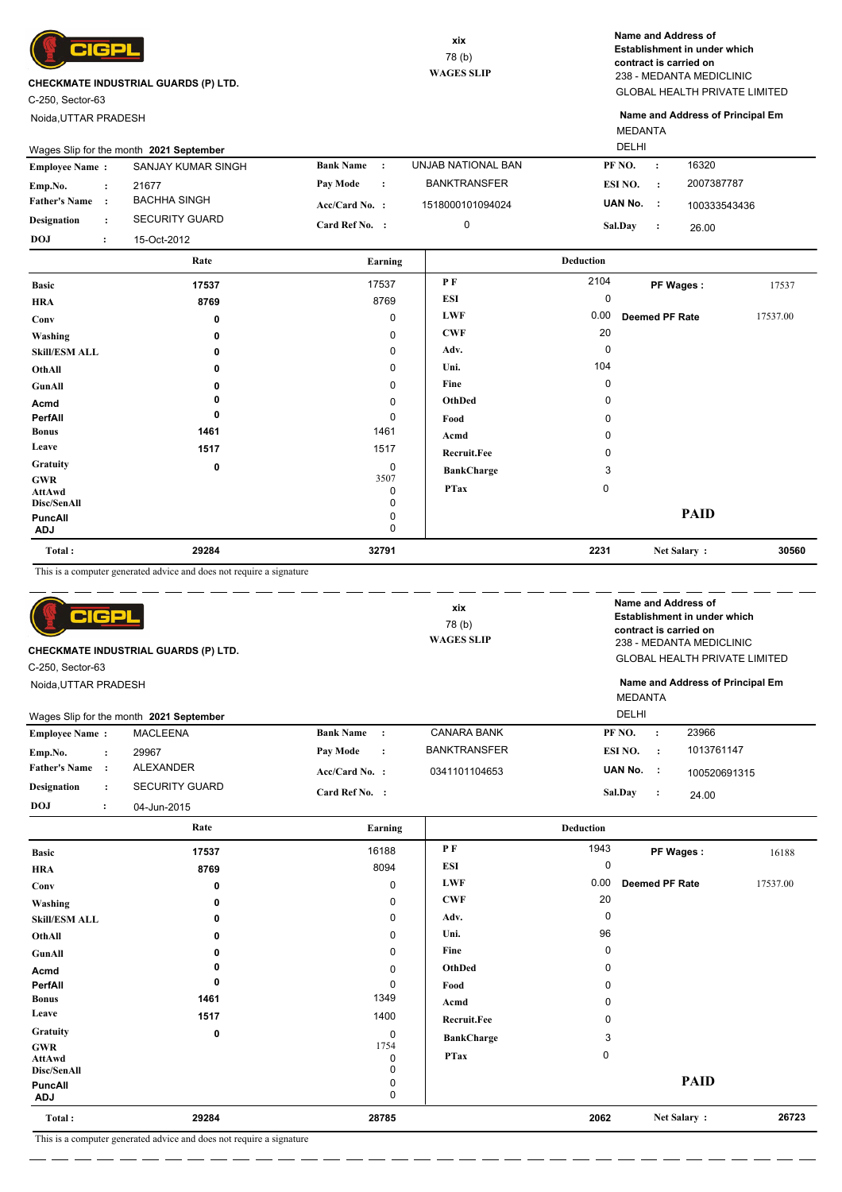**CIGPL**

**CHECKMATE INDUSTRIAL GUARDS (P) LTD.**

C-250, Sector-63

Noida,UTTAR PRADESH

xix

78 (b)

**WAGES SLIP**

**Name and Address of Establishment in under which contract is carried on**

238 - MEDANTA MEDICLINIC

GLOBAL HEALTH PRIVATE LIMITED

**Name and Address of Principal Em**

MEDANTA

DELHI

Wages Slip for the month **2021 September**

| | | | | | |
|---|---|---|---|---|---|
| **Employee Name :** | SANJAY KUMAR SINGH | **Bank Name :** | UNJAB NATIONAL BAN | **PF NO. :** | 16320 |
| **Emp.No. :** | 21677 | **Pay Mode :** | BANKTRANSFER | **ESI NO. :** | 2007387787 |
| **Father's Name :** | BACHHA SINGH | **Acc/Card No. :** | 1518000101094024 | **UAN No. :** | 100333543436 |
| **Designation :** | SECURITY GUARD | **Card Ref No. :** | 0 | **Sal.Day :** | 26.00 |
| **DOJ :** | 15-Oct-2012 | | | | |

| | Rate | Earning | Deduction | | | |
|---|---|---|---|---|---|---|
| **Basic** | 17537 | 17537 | **P F** | 2104 | **PF Wages :** | 17537 |
| **HRA** | 8769 | 8769 | **ESI** | 0 | | |
| **Conv** | 0 | 0 | **LWF** | 0.00 | **Deemed PF Rate** | 17537.00 |
| **Washing** | 0 | 0 | **CWF** | 20 | | |
| **Skill/ESM ALL** | 0 | 0 | **Adv.** | 0 | | |
| **OthAll** | 0 | 0 | **Uni.** | 104 | | |
| **GunAll** | 0 | 0 | **Fine** | 0 | | |
| **Acmd** | 0 | 0 | **OthDed** | 0 | | |
| **PerfAll** | 0 | 0 | **Food** | 0 | | |
| **Bonus** | 1461 | 1461 | **Acmd** | 0 | | |
| **Leave** | 1517 | 1517 | **Recruit.Fee** | 0 | | |
| **Gratuity** | 0 | 0 | **BankCharge** | 3 | | |
| **GWR** | | 3507 | **PTax** | 0 | | |
| **AttAwd** | | 0 | | | | |
| **Disc/SenAll** | | 0 | | | | |
| **PuncAll** | | 0 | | | **PAID** | |
| **ADJ** | | 0 | | | | |
| **Total :** | **29284** | **32791** | | **2231** | **Net Salary :** | **30560** |

This is a computer generated advice and does not require a signature

---

**CIGPL**

**CHECKMATE INDUSTRIAL GUARDS (P) LTD.**

C-250, Sector-63

Noida,UTTAR PRADESH

xix

78 (b)

**WAGES SLIP**

**Name and Address of Establishment in under which contract is carried on**

238 - MEDANTA MEDICLINIC

GLOBAL HEALTH PRIVATE LIMITED

**Name and Address of Principal Em**

MEDANTA

DELHI

Wages Slip for the month **2021 September**

| | | | | | |
|---|---|---|---|---|---|
| **Employee Name :** | MACLEENA | **Bank Name :** | CANARA BANK | **PF NO. :** | 23966 |
| **Emp.No. :** | 29967 | **Pay Mode :** | BANKTRANSFER | **ESI NO. :** | 1013761147 |
| **Father's Name :** | ALEXANDER | **Acc/Card No. :** | 0341101104653 | **UAN No. :** | 100520691315 |
| **Designation :** | SECURITY GUARD | **Card Ref No. :** | | **Sal.Day :** | 24.00 |
| **DOJ :** | 04-Jun-2015 | | | | |

| | Rate | Earning | Deduction | | | |
|---|---|---|---|---|---|---|
| **Basic** | 17537 | 16188 | **P F** | 1943 | **PF Wages :** | 16188 |
| **HRA** | 8769 | 8094 | **ESI** | 0 | | |
| **Conv** | 0 | 0 | **LWF** | 0.00 | **Deemed PF Rate** | 17537.00 |
| **Washing** | 0 | 0 | **CWF** | 20 | | |
| **Skill/ESM ALL** | 0 | 0 | **Adv.** | 0 | | |
| **OthAll** | 0 | 0 | **Uni.** | 96 | | |
| **GunAll** | 0 | 0 | **Fine** | 0 | | |
| **Acmd** | 0 | 0 | **OthDed** | 0 | | |
| **PerfAll** | 0 | 0 | **Food** | 0 | | |
| **Bonus** | 1461 | 1349 | **Acmd** | 0 | | |
| **Leave** | 1517 | 1400 | **Recruit.Fee** | 0 | | |
| **Gratuity** | 0 | 0 | **BankCharge** | 3 | | |
| **GWR** | | 1754 | **PTax** | 0 | | |
| **AttAwd** | | 0 | | | | |
| **Disc/SenAll** | | 0 | | | | |
| **PuncAll** | | 0 | | | **PAID** | |
| **ADJ** | | 0 | | | | |
| **Total :** | **29284** | **28785** | | **2062** | **Net Salary :** | **26723** |

This is a computer generated advice and does not require a signature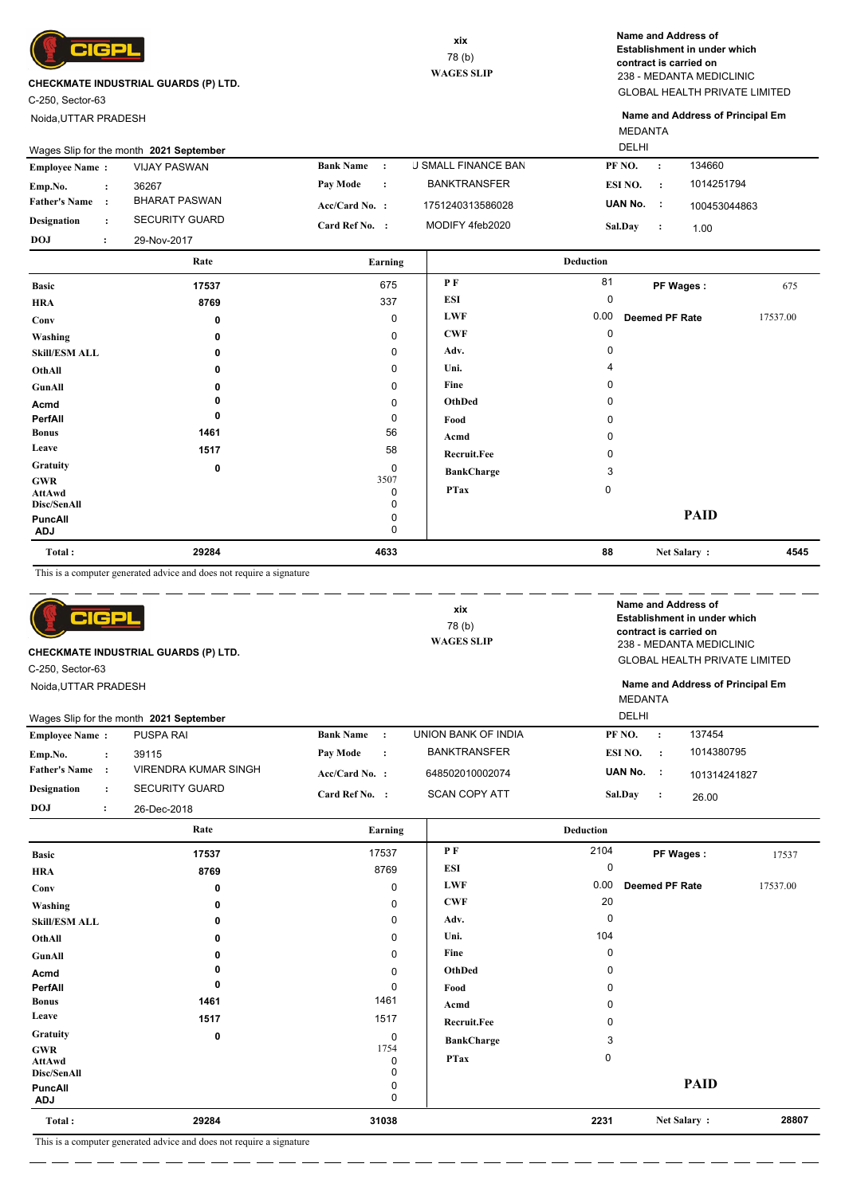**CIGPL**

**CHECKMATE INDUSTRIAL GUARDS (P) LTD.**

C-250, Sector-63

Noida,UTTAR PRADESH

xix

78 (b)

**WAGES SLIP**

**Name and Address of Establishment in under which contract is carried on**

238 - MEDANTA MEDICLINIC

GLOBAL HEALTH PRIVATE LIMITED

**Name and Address of Principal Em**

MEDANTA

DELHI

Wages Slip for the month **2021 September**

| | | | | | |
|---|---|---|---|---|---|
| **Employee Name :** | VIJAY PASWAN | **Bank Name :** | J SMALL FINANCE BAN | **PF NO. :** | 134660 |
| **Emp.No. :** | 36267 | **Pay Mode :** | BANKTRANSFER | **ESI NO. :** | 1014251794 |
| **Father's Name :** | BHARAT PASWAN | **Acc/Card No. :** | 1751240313586028 | **UAN No. :** | 100453044863 |
| **Designation :** | SECURITY GUARD | **Card Ref No. :** | MODIFY 4feb2020 | **Sal.Day :** | 1.00 |
| **DOJ :** | 29-Nov-2017 | | | | |

| | Rate | Earning | Deduction | | | |
|---|---|---|---|---|---|---|
| **Basic** | 17537 | 675 | **P F** | 81 | **PF Wages :** | 675 |
| **HRA** | 8769 | 337 | **ESI** | 0 | | |
| **Conv** | 0 | 0 | **LWF** | 0.00 | **Deemed PF Rate** | 17537.00 |
| **Washing** | 0 | 0 | **CWF** | 0 | | |
| **Skill/ESM ALL** | 0 | 0 | **Adv.** | 0 | | |
| **OthAll** | 0 | 0 | **Uni.** | 4 | | |
| **GunAll** | 0 | 0 | **Fine** | 0 | | |
| **Acmd** | 0 | 0 | **OthDed** | 0 | | |
| **PerfAll** | 0 | 0 | **Food** | 0 | | |
| **Bonus** | 1461 | 56 | **Acmd** | 0 | | |
| **Leave** | 1517 | 58 | **Recruit.Fee** | 0 | | |
| **Gratuity** | 0 | 0 | **BankCharge** | 3 | | |
| **GWR** | | 3507 | **PTax** | 0 | | |
| **AttAwd** | | 0 | | | | |
| **Disc/SenAll** | | 0 | | | | |
| **PuncAll** | | 0 | | | **PAID** | |
| **ADJ** | | 0 | | | | |
| **Total :** | **29284** | **4633** | | **88** | **Net Salary :** | **4545** |

This is a computer generated advice and does not require a signature

---

**CIGPL**

**CHECKMATE INDUSTRIAL GUARDS (P) LTD.**

C-250, Sector-63

Noida,UTTAR PRADESH

xix

78 (b)

**WAGES SLIP**

**Name and Address of Establishment in under which contract is carried on**

238 - MEDANTA MEDICLINIC

GLOBAL HEALTH PRIVATE LIMITED

**Name and Address of Principal Em**

MEDANTA

DELHI

Wages Slip for the month **2021 September**

| | | | | | |
|---|---|---|---|---|---|
| **Employee Name :** | PUSPA RAI | **Bank Name :** | UNION BANK OF INDIA | **PF NO. :** | 137454 |
| **Emp.No. :** | 39115 | **Pay Mode :** | BANKTRANSFER | **ESI NO. :** | 1014380795 |
| **Father's Name :** | VIRENDRA KUMAR SINGH | **Acc/Card No. :** | 648502010002074 | **UAN No. :** | 101314241827 |
| **Designation :** | SECURITY GUARD | **Card Ref No. :** | SCAN COPY ATT | **Sal.Day :** | 26.00 |
| **DOJ :** | 26-Dec-2018 | | | | |

| | Rate | Earning | Deduction | | | |
|---|---|---|---|---|---|---|
| **Basic** | 17537 | 17537 | **P F** | 2104 | **PF Wages :** | 17537 |
| **HRA** | 8769 | 8769 | **ESI** | 0 | | |
| **Conv** | 0 | 0 | **LWF** | 0.00 | **Deemed PF Rate** | 17537.00 |
| **Washing** | 0 | 0 | **CWF** | 20 | | |
| **Skill/ESM ALL** | 0 | 0 | **Adv.** | 0 | | |
| **OthAll** | 0 | 0 | **Uni.** | 104 | | |
| **GunAll** | 0 | 0 | **Fine** | 0 | | |
| **Acmd** | 0 | 0 | **OthDed** | 0 | | |
| **PerfAll** | 0 | 0 | **Food** | 0 | | |
| **Bonus** | 1461 | 1461 | **Acmd** | 0 | | |
| **Leave** | 1517 | 1517 | **Recruit.Fee** | 0 | | |
| **Gratuity** | 0 | 0 | **BankCharge** | 3 | | |
| **GWR** | | 1754 | **PTax** | 0 | | |
| **AttAwd** | | 0 | | | | |
| **Disc/SenAll** | | 0 | | | | |
| **PuncAll** | | 0 | | | **PAID** | |
| **ADJ** | | 0 | | | | |
| **Total :** | **29284** | **31038** | | **2231** | **Net Salary :** | **28807** |

This is a computer generated advice and does not require a signature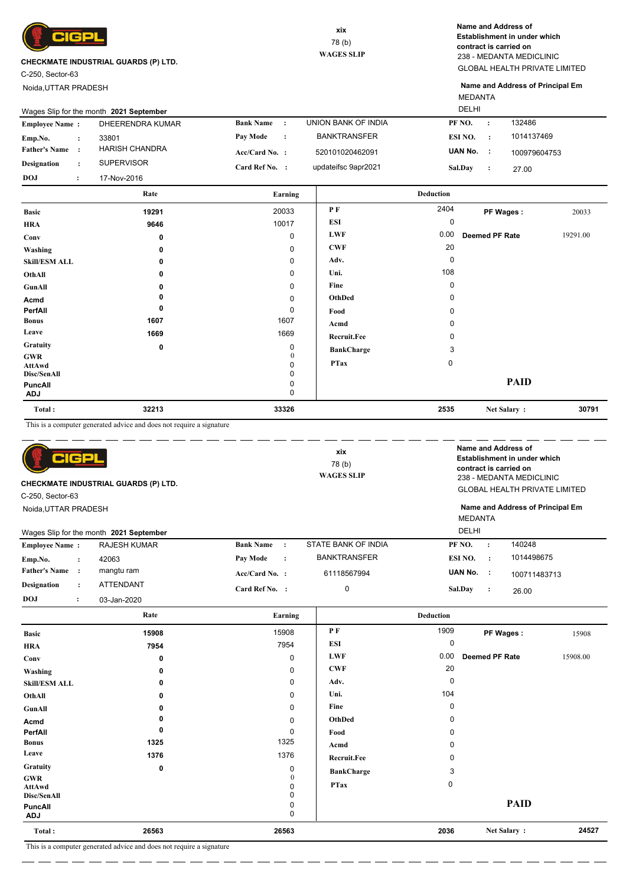**CHECKMATE INDUSTRIAL GUARDS (P) LTD.**
C-250, Sector-63
Noida,UTTAR PRADESH

xix
78 (b)
**WAGES SLIP**

**Name and Address of Establishment in under which contract is carried on**
238 - MEDANTA MEDICLINIC
GLOBAL HEALTH PRIVATE LIMITED

**Name and Address of Principal Em**
MEDANTA
DELHI

Wages Slip for the month **2021 September**

| | | | | | |
|---|---|---|---|---|---|
| **Employee Name :** | DHEERENDRA KUMAR | **Bank Name :** | UNION BANK OF INDIA | **PF NO. :** | 132486 |
| **Emp.No. :** | 33801 | **Pay Mode :** | BANKTRANSFER | **ESI NO. :** | 1014137469 |
| **Father's Name :** | HARISH CHANDRA | **Acc/Card No. :** | 520101020462091 | **UAN No. :** | 100979604753 |
| **Designation :** | SUPERVISOR | **Card Ref No. :** | updateifsc 9apr2021 | **Sal.Day :** | 27.00 |
| **DOJ :** | 17-Nov-2016 | | | | |

| | Rate | Earning | Deduction | | | |
|---|---|---|---|---|---|---|
| **Basic** | 19291 | 20033 | **P F** | 2404 | **PF Wages :** | 20033 |
| **HRA** | 9646 | 10017 | **ESI** | 0 | | |
| **Conv** | 0 | 0 | **LWF** | 0.00 | **Deemed PF Rate** | 19291.00 |
| **Washing** | 0 | 0 | **CWF** | 20 | | |
| **Skill/ESM ALL** | 0 | 0 | **Adv.** | 0 | | |
| **OthAll** | 0 | 0 | **Uni.** | 108 | | |
| **GunAll** | 0 | 0 | **Fine** | 0 | | |
| **Acmd** | 0 | 0 | **OthDed** | 0 | | |
| **PerfAll** | 0 | 0 | **Food** | 0 | | |
| **Bonus** | 1607 | 1607 | **Acmd** | 0 | | |
| **Leave** | 1669 | 1669 | **Recruit.Fee** | 0 | | |
| **Gratuity** | 0 | 0 | **BankCharge** | 3 | | |
| **GWR** | | 0 | **PTax** | 0 | | |
| **AttAwd** | | 0 | | | | |
| **Disc/SenAll** | | 0 | | | | |
| **PuncAll** | | 0 | | | **PAID** | |
| **ADJ** | | 0 | | | | |
| **Total :** | 32213 | 33326 | | 2535 | **Net Salary :** | 30791 |

This is a computer generated advice and does not require a signature

---

**CHECKMATE INDUSTRIAL GUARDS (P) LTD.**
C-250, Sector-63
Noida,UTTAR PRADESH

xix
78 (b)
**WAGES SLIP**

**Name and Address of Establishment in under which contract is carried on**
238 - MEDANTA MEDICLINIC
GLOBAL HEALTH PRIVATE LIMITED

**Name and Address of Principal Em**
MEDANTA
DELHI

Wages Slip for the month **2021 September**

| | | | | | |
|---|---|---|---|---|---|
| **Employee Name :** | RAJESH KUMAR | **Bank Name :** | STATE BANK OF INDIA | **PF NO. :** | 140248 |
| **Emp.No. :** | 42063 | **Pay Mode :** | BANKTRANSFER | **ESI NO. :** | 1014498675 |
| **Father's Name :** | mangtu ram | **Acc/Card No. :** | 61118567994 | **UAN No. :** | 100711483713 |
| **Designation :** | ATTENDANT | **Card Ref No. :** | 0 | **Sal.Day :** | 26.00 |
| **DOJ :** | 03-Jan-2020 | | | | |

| | Rate | Earning | Deduction | | | |
|---|---|---|---|---|---|---|
| **Basic** | 15908 | 15908 | **P F** | 1909 | **PF Wages :** | 15908 |
| **HRA** | 7954 | 7954 | **ESI** | 0 | | |
| **Conv** | 0 | 0 | **LWF** | 0.00 | **Deemed PF Rate** | 15908.00 |
| **Washing** | 0 | 0 | **CWF** | 20 | | |
| **Skill/ESM ALL** | 0 | 0 | **Adv.** | 0 | | |
| **OthAll** | 0 | 0 | **Uni.** | 104 | | |
| **GunAll** | 0 | 0 | **Fine** | 0 | | |
| **Acmd** | 0 | 0 | **OthDed** | 0 | | |
| **PerfAll** | 0 | 0 | **Food** | 0 | | |
| **Bonus** | 1325 | 1325 | **Acmd** | 0 | | |
| **Leave** | 1376 | 1376 | **Recruit.Fee** | 0 | | |
| **Gratuity** | 0 | 0 | **BankCharge** | 3 | | |
| **GWR** | | 0 | **PTax** | 0 | | |
| **AttAwd** | | 0 | | | | |
| **Disc/SenAll** | | 0 | | | | |
| **PuncAll** | | 0 | | | **PAID** | |
| **ADJ** | | 0 | | | | |
| **Total :** | 26563 | 26563 | | 2036 | **Net Salary :** | 24527 |

This is a computer generated advice and does not require a signature